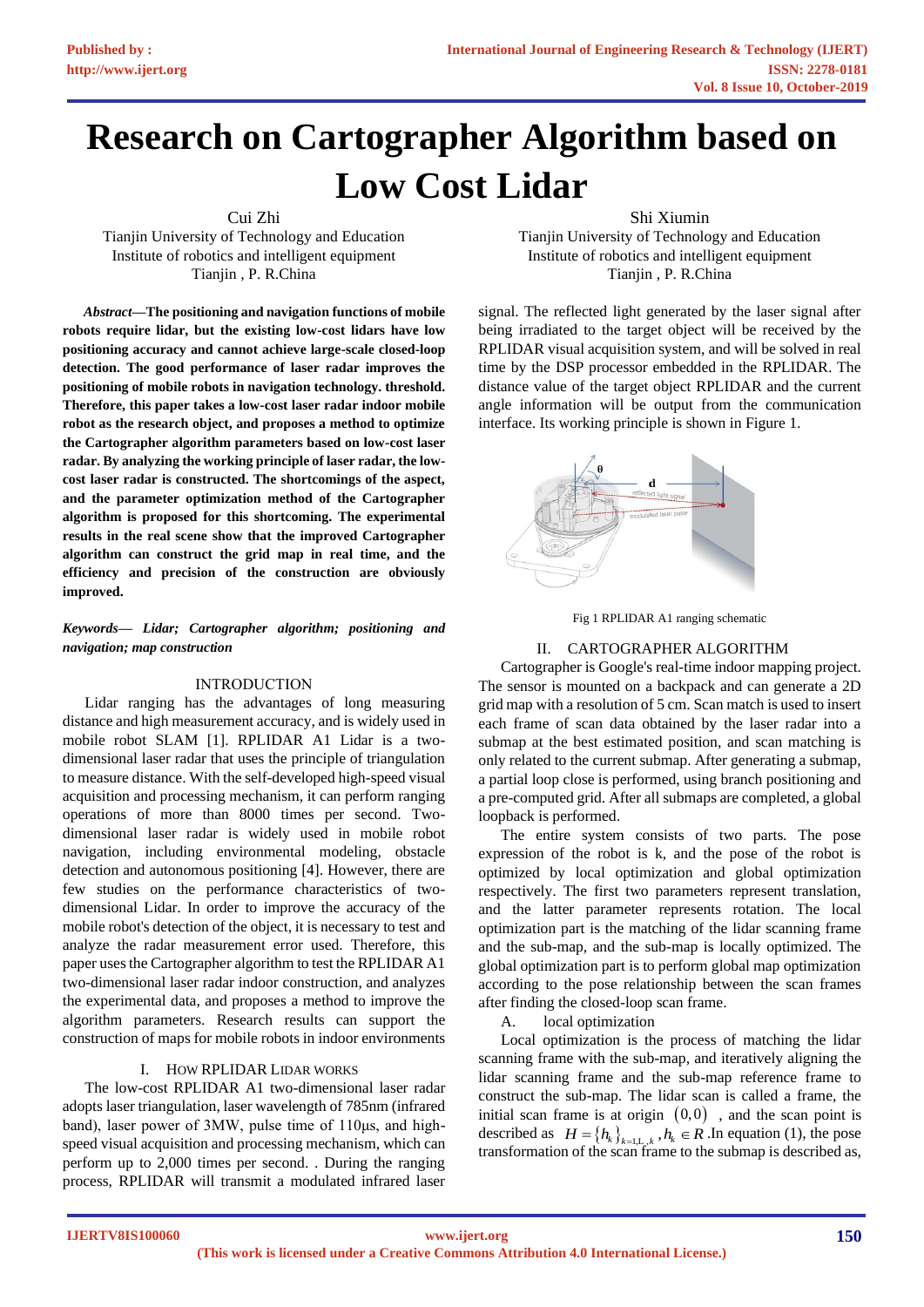# Research on Cartographer Algorithm based on Low Cost Lidar

Cui Zhi
Tianjin University of Technology and Education
Institute of robotics and intelligent equipment
Tianjin , P. R.China

Shi Xiumin
Tianjin University of Technology and Education
Institute of robotics and intelligent equipment
Tianjin , P. R.China

***Abstract*—The positioning and navigation functions of mobile robots require lidar, but the existing low-cost lidars have low positioning accuracy and cannot achieve large-scale closed-loop detection. The good performance of laser radar improves the positioning of mobile robots in navigation technology. threshold. Therefore, this paper takes a low-cost laser radar indoor mobile robot as the research object, and proposes a method to optimize the Cartographer algorithm parameters based on low-cost laser radar. By analyzing the working principle of laser radar, the low-cost laser radar is constructed. The shortcomings of the aspect, and the parameter optimization method of the Cartographer algorithm is proposed for this shortcoming. The experimental results in the real scene show that the improved Cartographer algorithm can construct the grid map in real time, and the efficiency and precision of the construction are obviously improved.**

***Keywords— Lidar; Cartographer algorithm; positioning and navigation; map construction***

## INTRODUCTION

Lidar ranging has the advantages of long measuring distance and high measurement accuracy, and is widely used in mobile robot SLAM [1]. RPLIDAR A1 Lidar is a two-dimensional laser radar that uses the principle of triangulation to measure distance. With the self-developed high-speed visual acquisition and processing mechanism, it can perform ranging operations of more than 8000 times per second. Two-dimensional laser radar is widely used in mobile robot navigation, including environmental modeling, obstacle detection and autonomous positioning [4]. However, there are few studies on the performance characteristics of two-dimensional Lidar. In order to improve the accuracy of the mobile robot's detection of the object, it is necessary to test and analyze the radar measurement error used. Therefore, this paper uses the Cartographer algorithm to test the RPLIDAR A1 two-dimensional laser radar indoor construction, and analyzes the experimental data, and proposes a method to improve the algorithm parameters. Research results can support the construction of maps for mobile robots in indoor environments

## I. HOW RPLIDAR LIDAR WORKS

The low-cost RPLIDAR A1 two-dimensional laser radar adopts laser triangulation, laser wavelength of 785nm (infrared band), laser power of 3MW, pulse time of 110μs, and high-speed visual acquisition and processing mechanism, which can perform up to 2,000 times per second. . During the ranging process, RPLIDAR will transmit a modulated infrared laser signal. The reflected light generated by the laser signal after being irradiated to the target object will be received by the RPLIDAR visual acquisition system, and will be solved in real time by the DSP processor embedded in the RPLIDAR. The distance value of the target object RPLIDAR and the current angle information will be output from the communication interface. Its working principle is shown in Figure 1.

Fig 1 RPLIDAR A1 ranging schematic

## II. CARTOGRAPHER ALGORITHM

Cartographer is Google's real-time indoor mapping project. The sensor is mounted on a backpack and can generate a 2D grid map with a resolution of 5 cm. Scan match is used to insert each frame of scan data obtained by the laser radar into a submap at the best estimated position, and scan matching is only related to the current submap. After generating a submap, a partial loop close is performed, using branch positioning and a pre-computed grid. After all submaps are completed, a global loopback is performed.

The entire system consists of two parts. The pose expression of the robot is k, and the pose of the robot is optimized by local optimization and global optimization respectively. The first two parameters represent translation, and the latter parameter represents rotation. The local optimization part is the matching of the lidar scanning frame and the sub-map, and the sub-map is locally optimized. The global optimization part is to perform global map optimization according to the pose relationship between the scan frames after finding the closed-loop scan frame.

### A. local optimization

Local optimization is the process of matching the lidar scanning frame with the sub-map, and iteratively aligning the lidar scanning frame and the sub-map reference frame to construct the sub-map. The lidar scan is called a frame, the initial scan frame is at origin $(0,0)$ , and the scan point is described as $H = \{h_k\}_{k=1,L,k}, h_k \in R$ .In equation (1), the pose transformation of the scan frame to the submap is described as,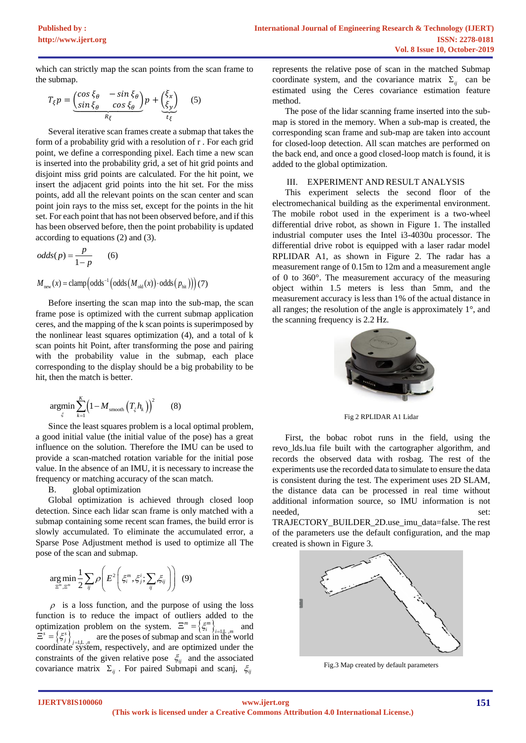which can strictly map the scan points from the scan frame to the submap.

$$T_{\xi}p = \underbrace{\begin{pmatrix} \cos \xi_{\theta} & -\sin \xi_{\theta} \\ \sin \xi_{\theta} & \cos \xi_{\theta} \end{pmatrix}}_{R_{\xi}} p + \underbrace{\begin{pmatrix} \xi_{x} \\ \xi_{y} \end{pmatrix}}_{t_{\xi}} \quad (5)$$

Several iterative scan frames create a submap that takes the form of a probability grid with a resolution of r . For each grid point, we define a corresponding pixel. Each time a new scan is inserted into the probability grid, a set of hit grid points and disjoint miss grid points are calculated. For the hit point, we insert the adjacent grid points into the hit set. For the miss points, add all the relevant points on the scan center and scan point join rays to the miss set, except for the points in the hit set. For each point that has not been observed before, and if this has been observed before, then the point probability is updated according to equations (2) and (3).

$$odds(p) = \frac{p}{1-p} \quad (6)$$

$$M_{new}(x) = \text{clamp}\left(\text{odds}^{-1}\left(\text{odds}\left(M_{old}(x)\right) \cdot \text{odds}\left(p_{hit}\right)\right)\right) \quad (7)$$

Before inserting the scan map into the sub-map, the scan frame pose is optimized with the current submap application ceres, and the mapping of the k scan points is superimposed by the nonlinear least squares optimization (4), and a total of k scan points hit Point, after transforming the pose and pairing with the probability value in the submap, each place corresponding to the display should be a big probability to be hit, then the match is better.

$$\underset{\xi}{\text{argmin}} \sum_{k=1}^{K} \left(1 - M_{smooth}\left(T_{\xi} h_{k}\right)\right)^{2} \quad (8)$$

Since the least squares problem is a local optimal problem, a good initial value (the initial value of the pose) has a great influence on the solution. Therefore the IMU can be used to provide a scan-matched rotation variable for the initial pose value. In the absence of an IMU, it is necessary to increase the frequency or matching accuracy of the scan match.

B. global optimization

Global optimization is achieved through closed loop detection. Since each lidar scan frame is only matched with a submap containing some recent scan frames, the build error is slowly accumulated. To eliminate the accumulated error, a Sparse Pose Adjustment method is used to optimize all The pose of the scan and submap.

$$\underset{\Xi^{m}, \Xi^{s}}{\arg\min} \frac{1}{2} \sum_{ij} \rho\left(E^{2}\left(\xi_{i}^{m}, \xi_{j}^{s}; \sum_{ij}, \xi_{ij}\right)\right) \quad (9)$$

$\rho$ is a loss function, and the purpose of using the loss function is to reduce the impact of outliers added to the optimization problem on the system. $\Xi^{m} = \left\{\xi_{i}^{m}\right\}_{i=1,\ldots,m}$ and $\Xi^{s} = \left\{\xi_{j}^{s}\right\}_{j=1,\ldots,n}$ are the poses of submap and scan in the world coordinate system, respectively, and are optimized under the constraints of the given relative pose $\xi_{ij}$ and the associated covariance matrix $\Sigma_{ij}$ . For paired Submapi and scanj, $\xi_{ij}$ represents the relative pose of scan in the matched Submap coordinate system, and the covariance matrix $\Sigma_{ij}$ can be estimated using the Ceres covariance estimation feature method.

The pose of the lidar scanning frame inserted into the sub-map is stored in the memory. When a sub-map is created, the corresponding scan frame and sub-map are taken into account for closed-loop detection. All scan matches are performed on the back end, and once a good closed-loop match is found, it is added to the global optimization.

## III. EXPERIMENT AND RESULT ANALYSIS

This experiment selects the second floor of the electromechanical building as the experimental environment. The mobile robot used in the experiment is a two-wheel differential drive robot, as shown in Figure 1. The installed industrial computer uses the Intel i3-4030u processor. The differential drive robot is equipped with a laser radar model RPLIDAR A1, as shown in Figure 2. The radar has a measurement range of 0.15m to 12m and a measurement angle of 0 to 360°. The measurement accuracy of the measuring object within 1.5 meters is less than 5mm, and the measurement accuracy is less than 1% of the actual distance in all ranges; the resolution of the angle is approximately 1°, and the scanning frequency is 2.2 Hz.

Fig 2 RPLIDAR A1 Lidar

First, the bobac robot runs in the field, using the revo_lds.lua file built with the cartographer algorithm, and records the observed data with rosbag. The rest of the experiments use the recorded data to simulate to ensure the data is consistent during the test. The experiment uses 2D SLAM, the distance data can be processed in real time without additional information source, so IMU information is not needed, set: TRAJECTORY_BUILDER_2D.use_imu_data=false. The rest of the parameters use the default configuration, and the map created is shown in Figure 3.

Fig.3 Map created by default parameters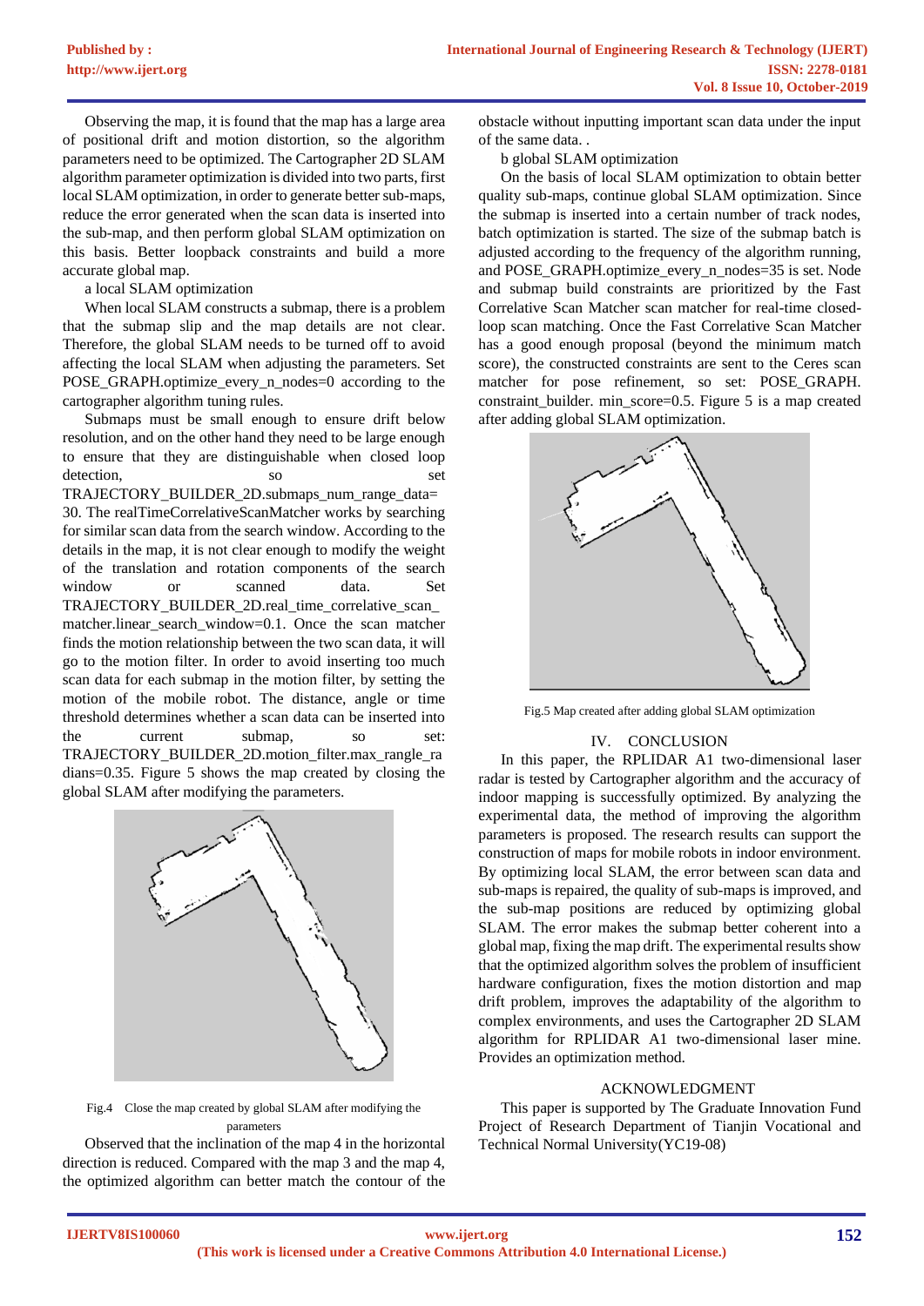Observing the map, it is found that the map has a large area of positional drift and motion distortion, so the algorithm parameters need to be optimized. The Cartographer 2D SLAM algorithm parameter optimization is divided into two parts, first local SLAM optimization, in order to generate better sub-maps, reduce the error generated when the scan data is inserted into the sub-map, and then perform global SLAM optimization on this basis. Better loopback constraints and build a more accurate global map.

a local SLAM optimization

When local SLAM constructs a submap, there is a problem that the submap slip and the map details are not clear. Therefore, the global SLAM needs to be turned off to avoid affecting the local SLAM when adjusting the parameters. Set POSE_GRAPH.optimize_every_n_nodes=0 according to the cartographer algorithm tuning rules.

Submaps must be small enough to ensure drift below resolution, and on the other hand they need to be large enough to ensure that they are distinguishable when closed loop detection, so set TRAJECTORY_BUILDER_2D.submaps_num_range_data= 30. The realTimeCorrelativeScanMatcher works by searching for similar scan data from the search window. According to the details in the map, it is not clear enough to modify the weight of the translation and rotation components of the search window or scanned data. Set TRAJECTORY_BUILDER_2D.real_time_correlative_scan_matcher.linear_search_window=0.1. Once the scan matcher finds the motion relationship between the two scan data, it will go to the motion filter. In order to avoid inserting too much scan data for each submap in the motion filter, by setting the motion of the mobile robot. The distance, angle or time threshold determines whether a scan data can be inserted into the current submap, so set: TRAJECTORY_BUILDER_2D.motion_filter.max_rangle_radians=0.35. Figure 5 shows the map created by closing the global SLAM after modifying the parameters.

Fig.4 Close the map created by global SLAM after modifying the parameters

Observed that the inclination of the map 4 in the horizontal direction is reduced. Compared with the map 3 and the map 4, the optimized algorithm can better match the contour of the obstacle without inputting important scan data under the input of the same data. .

b global SLAM optimization

On the basis of local SLAM optimization to obtain better quality sub-maps, continue global SLAM optimization. Since the submap is inserted into a certain number of track nodes, batch optimization is started. The size of the submap batch is adjusted according to the frequency of the algorithm running, and POSE_GRAPH.optimize_every_n_nodes=35 is set. Node and submap build constraints are prioritized by the Fast Correlative Scan Matcher scan matcher for real-time closed-loop scan matching. Once the Fast Correlative Scan Matcher has a good enough proposal (beyond the minimum match score), the constructed constraints are sent to the Ceres scan matcher for pose refinement, so set: POSE_GRAPH. constraint_builder. min_score=0.5. Figure 5 is a map created after adding global SLAM optimization.

Fig.5 Map created after adding global SLAM optimization

## IV. CONCLUSION

In this paper, the RPLIDAR A1 two-dimensional laser radar is tested by Cartographer algorithm and the accuracy of indoor mapping is successfully optimized. By analyzing the experimental data, the method of improving the algorithm parameters is proposed. The research results can support the construction of maps for mobile robots in indoor environment. By optimizing local SLAM, the error between scan data and sub-maps is repaired, the quality of sub-maps is improved, and the sub-map positions are reduced by optimizing global SLAM. The error makes the submap better coherent into a global map, fixing the map drift. The experimental results show that the optimized algorithm solves the problem of insufficient hardware configuration, fixes the motion distortion and map drift problem, improves the adaptability of the algorithm to complex environments, and uses the Cartographer 2D SLAM algorithm for RPLIDAR A1 two-dimensional laser mine. Provides an optimization method.

## ACKNOWLEDGMENT

This paper is supported by The Graduate Innovation Fund Project of Research Department of Tianjin Vocational and Technical Normal University(YC19-08)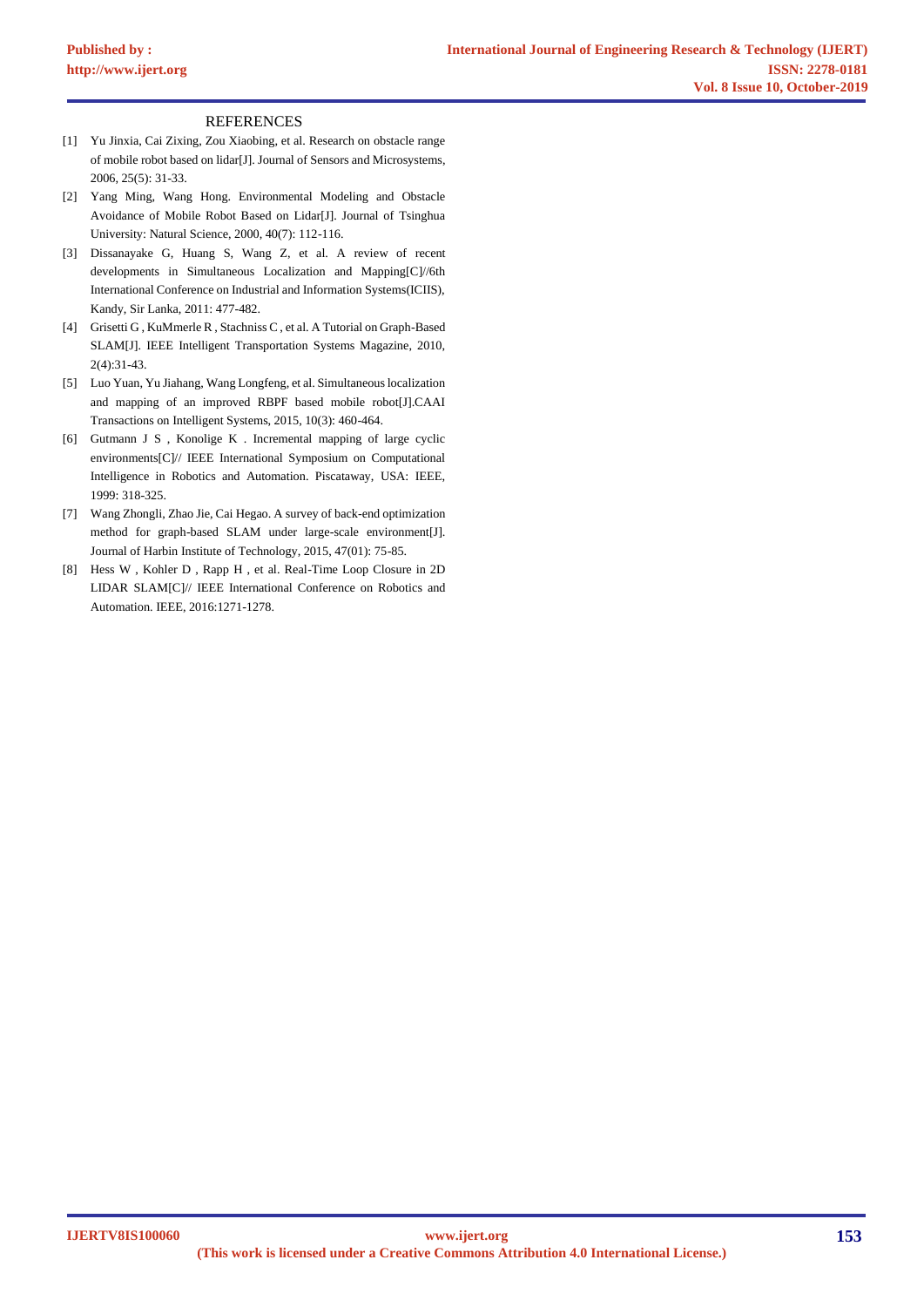## REFERENCES

[1] Yu Jinxia, Cai Zixing, Zou Xiaobing, et al. Research on obstacle range of mobile robot based on lidar[J]. Journal of Sensors and Microsystems, 2006, 25(5): 31-33.

[2] Yang Ming, Wang Hong. Environmental Modeling and Obstacle Avoidance of Mobile Robot Based on Lidar[J]. Journal of Tsinghua University: Natural Science, 2000, 40(7): 112-116.

[3] Dissanayake G, Huang S, Wang Z, et al. A review of recent developments in Simultaneous Localization and Mapping[C]//6th International Conference on Industrial and Information Systems(ICIIS), Kandy, Sir Lanka, 2011: 477-482.

[4] Grisetti G , KuMmerle R , Stachniss C , et al. A Tutorial on Graph-Based SLAM[J]. IEEE Intelligent Transportation Systems Magazine, 2010, 2(4):31-43.

[5] Luo Yuan, Yu Jiahang, Wang Longfeng, et al. Simultaneous localization and mapping of an improved RBPF based mobile robot[J].CAAI Transactions on Intelligent Systems, 2015, 10(3): 460-464.

[6] Gutmann J S , Konolige K . Incremental mapping of large cyclic environments[C]// IEEE International Symposium on Computational Intelligence in Robotics and Automation. Piscataway, USA: IEEE, 1999: 318-325.

[7] Wang Zhongli, Zhao Jie, Cai Hegao. A survey of back-end optimization method for graph-based SLAM under large-scale environment[J]. Journal of Harbin Institute of Technology, 2015, 47(01): 75-85.

[8] Hess W , Kohler D , Rapp H , et al. Real-Time Loop Closure in 2D LIDAR SLAM[C]// IEEE International Conference on Robotics and Automation. IEEE, 2016:1271-1278.